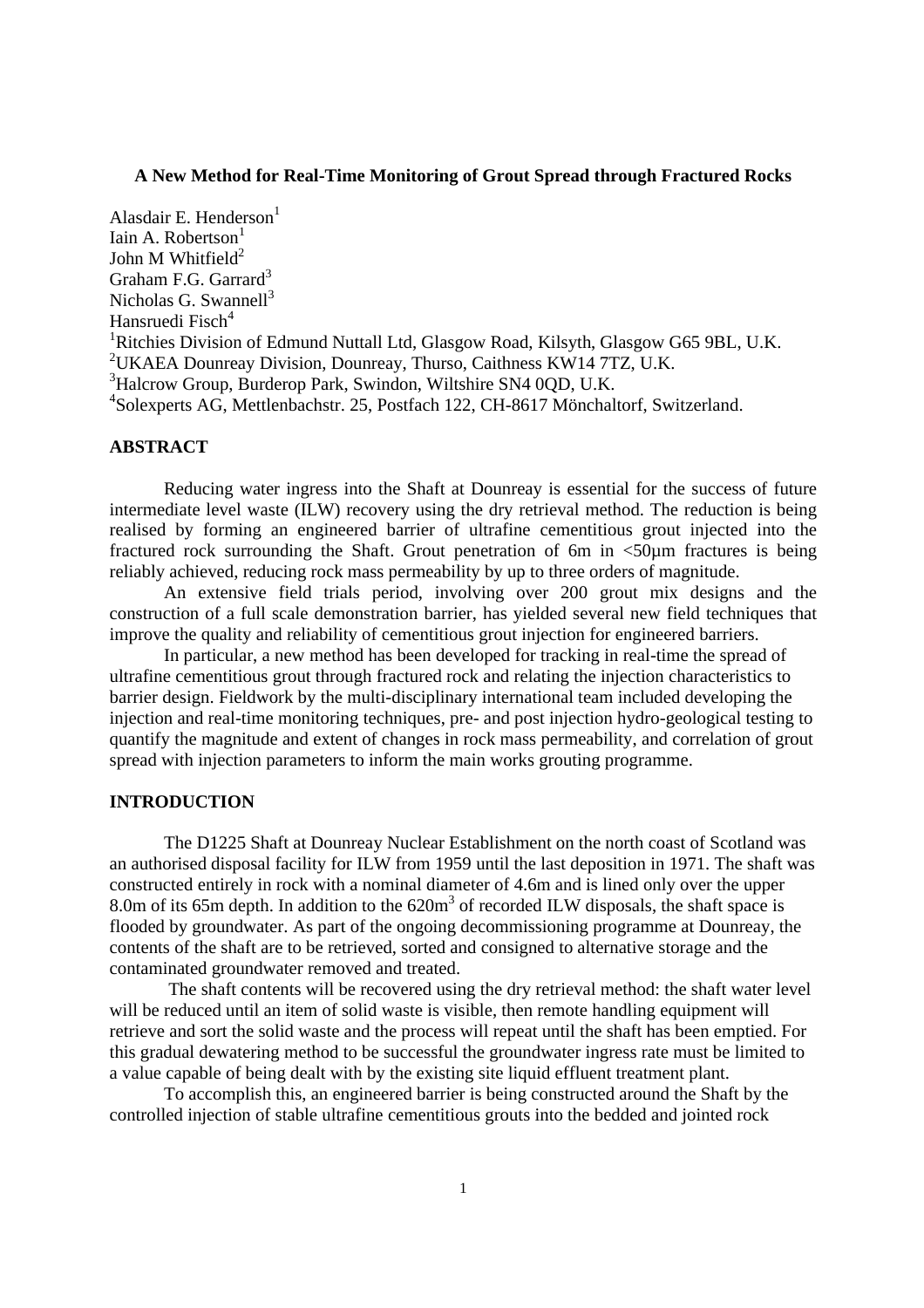# A New Method for Real-Time Monitoring of Grout Spread through Fractured Rocks

Alasdair E. Henderson[1]
Iain A. Robertson[1]
John M Whitfield[2]
Graham F.G. Garrard[3]
Nicholas G. Swannell[3]
Hansruedi Fisch[4]

[1]Ritchies Division of Edmund Nuttall Ltd, Glasgow Road, Kilsyth, Glasgow G65 9BL, U.K.
[2]UKAEA Dounreay Division, Dounreay, Thurso, Caithness KW14 7TZ, U.K.
[3]Halcrow Group, Burderop Park, Swindon, Wiltshire SN4 0QD, U.K.
[4]Solexperts AG, Mettlenbachstr. 25, Postfach 122, CH-8617 Mönchaltorf, Switzerland.

## ABSTRACT

Reducing water ingress into the Shaft at Dounreay is essential for the success of future intermediate level waste (ILW) recovery using the dry retrieval method. The reduction is being realised by forming an engineered barrier of ultrafine cementitious grout injected into the fractured rock surrounding the Shaft. Grout penetration of 6m in <50μm fractures is being reliably achieved, reducing rock mass permeability by up to three orders of magnitude.

An extensive field trials period, involving over 200 grout mix designs and the construction of a full scale demonstration barrier, has yielded several new field techniques that improve the quality and reliability of cementitious grout injection for engineered barriers.

In particular, a new method has been developed for tracking in real-time the spread of ultrafine cementitious grout through fractured rock and relating the injection characteristics to barrier design. Fieldwork by the multi-disciplinary international team included developing the injection and real-time monitoring techniques, pre- and post injection hydro-geological testing to quantify the magnitude and extent of changes in rock mass permeability, and correlation of grout spread with injection parameters to inform the main works grouting programme.

## INTRODUCTION

The D1225 Shaft at Dounreay Nuclear Establishment on the north coast of Scotland was an authorised disposal facility for ILW from 1959 until the last deposition in 1971. The shaft was constructed entirely in rock with a nominal diameter of 4.6m and is lined only over the upper 8.0m of its 65m depth. In addition to the 620m$^3$ of recorded ILW disposals, the shaft space is flooded by groundwater. As part of the ongoing decommissioning programme at Dounreay, the contents of the shaft are to be retrieved, sorted and consigned to alternative storage and the contaminated groundwater removed and treated.

The shaft contents will be recovered using the dry retrieval method: the shaft water level will be reduced until an item of solid waste is visible, then remote handling equipment will retrieve and sort the solid waste and the process will repeat until the shaft has been emptied. For this gradual dewatering method to be successful the groundwater ingress rate must be limited to a value capable of being dealt with by the existing site liquid effluent treatment plant.

To accomplish this, an engineered barrier is being constructed around the Shaft by the controlled injection of stable ultrafine cementitious grouts into the bedded and jointed rock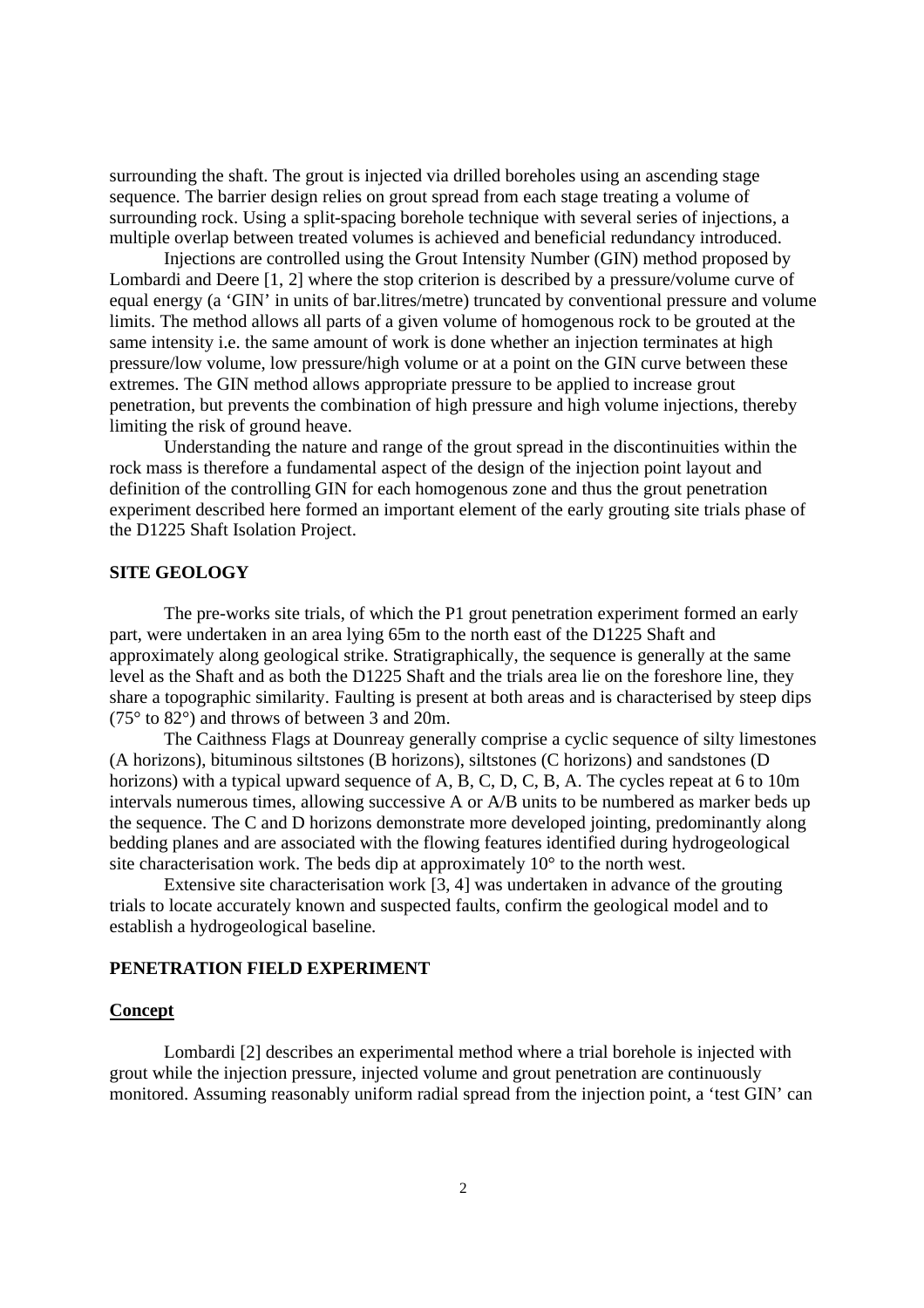surrounding the shaft. The grout is injected via drilled boreholes using an ascending stage sequence. The barrier design relies on grout spread from each stage treating a volume of surrounding rock. Using a split-spacing borehole technique with several series of injections, a multiple overlap between treated volumes is achieved and beneficial redundancy introduced.

Injections are controlled using the Grout Intensity Number (GIN) method proposed by Lombardi and Deere [1, 2] where the stop criterion is described by a pressure/volume curve of equal energy (a 'GIN' in units of bar.litres/metre) truncated by conventional pressure and volume limits. The method allows all parts of a given volume of homogenous rock to be grouted at the same intensity i.e. the same amount of work is done whether an injection terminates at high pressure/low volume, low pressure/high volume or at a point on the GIN curve between these extremes. The GIN method allows appropriate pressure to be applied to increase grout penetration, but prevents the combination of high pressure and high volume injections, thereby limiting the risk of ground heave.

Understanding the nature and range of the grout spread in the discontinuities within the rock mass is therefore a fundamental aspect of the design of the injection point layout and definition of the controlling GIN for each homogenous zone and thus the grout penetration experiment described here formed an important element of the early grouting site trials phase of the D1225 Shaft Isolation Project.

## SITE GEOLOGY

The pre-works site trials, of which the P1 grout penetration experiment formed an early part, were undertaken in an area lying 65m to the north east of the D1225 Shaft and approximately along geological strike. Stratigraphically, the sequence is generally at the same level as the Shaft and as both the D1225 Shaft and the trials area lie on the foreshore line, they share a topographic similarity. Faulting is present at both areas and is characterised by steep dips (75° to 82°) and throws of between 3 and 20m.

The Caithness Flags at Dounreay generally comprise a cyclic sequence of silty limestones (A horizons), bituminous siltstones (B horizons), siltstones (C horizons) and sandstones (D horizons) with a typical upward sequence of A, B, C, D, C, B, A. The cycles repeat at 6 to 10m intervals numerous times, allowing successive A or A/B units to be numbered as marker beds up the sequence. The C and D horizons demonstrate more developed jointing, predominantly along bedding planes and are associated with the flowing features identified during hydrogeological site characterisation work. The beds dip at approximately 10° to the north west.

Extensive site characterisation work [3, 4] was undertaken in advance of the grouting trials to locate accurately known and suspected faults, confirm the geological model and to establish a hydrogeological baseline.

## PENETRATION FIELD EXPERIMENT

### Concept

Lombardi [2] describes an experimental method where a trial borehole is injected with grout while the injection pressure, injected volume and grout penetration are continuously monitored. Assuming reasonably uniform radial spread from the injection point, a 'test GIN' can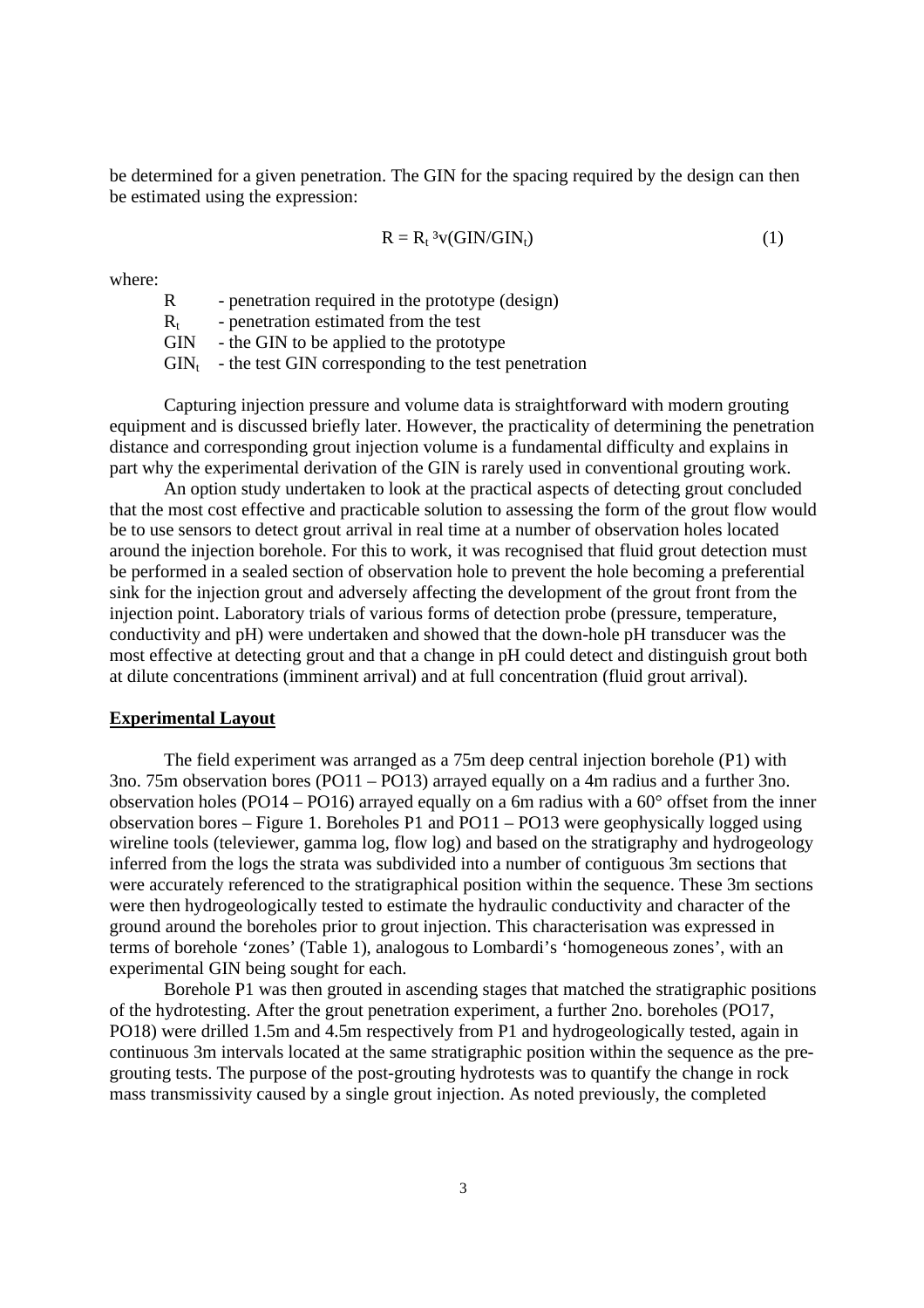be determined for a given penetration. The GIN for the spacing required by the design can then be estimated using the expression:

$$R = R_t \sqrt[3]{(GIN/GIN_t)} \qquad (1)$$

where:

- $R$ - penetration required in the prototype (design)
- $R_t$ - penetration estimated from the test
- GIN - the GIN to be applied to the prototype
- $GIN_t$ - the test GIN corresponding to the test penetration

Capturing injection pressure and volume data is straightforward with modern grouting equipment and is discussed briefly later. However, the practicality of determining the penetration distance and corresponding grout injection volume is a fundamental difficulty and explains in part why the experimental derivation of the GIN is rarely used in conventional grouting work.

An option study undertaken to look at the practical aspects of detecting grout concluded that the most cost effective and practicable solution to assessing the form of the grout flow would be to use sensors to detect grout arrival in real time at a number of observation holes located around the injection borehole. For this to work, it was recognised that fluid grout detection must be performed in a sealed section of observation hole to prevent the hole becoming a preferential sink for the injection grout and adversely affecting the development of the grout front from the injection point. Laboratory trials of various forms of detection probe (pressure, temperature, conductivity and pH) were undertaken and showed that the down-hole pH transducer was the most effective at detecting grout and that a change in pH could detect and distinguish grout both at dilute concentrations (imminent arrival) and at full concentration (fluid grout arrival).

## Experimental Layout

The field experiment was arranged as a 75m deep central injection borehole (P1) with 3no. 75m observation bores (PO11 – PO13) arrayed equally on a 4m radius and a further 3no. observation holes (PO14 – PO16) arrayed equally on a 6m radius with a 60° offset from the inner observation bores – Figure 1. Boreholes P1 and PO11 – PO13 were geophysically logged using wireline tools (televiewer, gamma log, flow log) and based on the stratigraphy and hydrogeology inferred from the logs the strata was subdivided into a number of contiguous 3m sections that were accurately referenced to the stratigraphical position within the sequence. These 3m sections were then hydrogeologically tested to estimate the hydraulic conductivity and character of the ground around the boreholes prior to grout injection. This characterisation was expressed in terms of borehole 'zones' (Table 1), analogous to Lombardi's 'homogeneous zones', with an experimental GIN being sought for each.

Borehole P1 was then grouted in ascending stages that matched the stratigraphic positions of the hydrotesting. After the grout penetration experiment, a further 2no. boreholes (PO17, PO18) were drilled 1.5m and 4.5m respectively from P1 and hydrogeologically tested, again in continuous 3m intervals located at the same stratigraphic position within the sequence as the pre-grouting tests. The purpose of the post-grouting hydrotests was to quantify the change in rock mass transmissivity caused by a single grout injection. As noted previously, the completed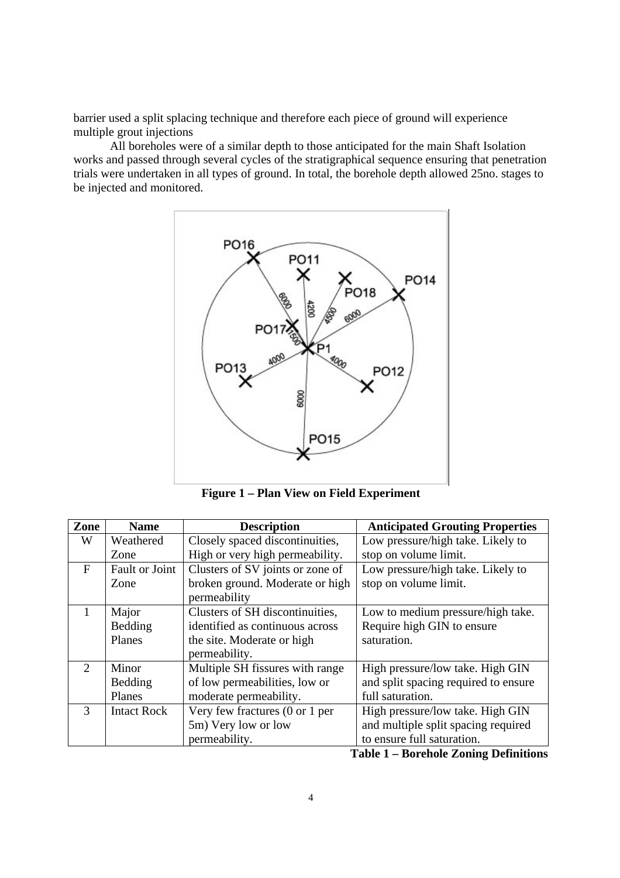barrier used a split splacing technique and therefore each piece of ground will experience multiple grout injections

All boreholes were of a similar depth to those anticipated for the main Shaft Isolation works and passed through several cycles of the stratigraphical sequence ensuring that penetration trials were undertaken in all types of ground. In total, the borehole depth allowed 25no. stages to be injected and monitored.

**Figure 1 – Plan View on Field Experiment**

| Zone | Name | Description | Anticipated Grouting Properties |
|---|---|---|---|
| W | Weathered Zone | Closely spaced discontinuities, High or very high permeability. | Low pressure/high take. Likely to stop on volume limit. |
| F | Fault or Joint Zone | Clusters of SV joints or zone of broken ground. Moderate or high permeability | Low pressure/high take. Likely to stop on volume limit. |
| 1 | Major Bedding Planes | Clusters of SH discontinuities, identified as continuous across the site. Moderate or high permeability. | Low to medium pressure/high take. Require high GIN to ensure saturation. |
| 2 | Minor Bedding Planes | Multiple SH fissures with range of low permeabilities, low or moderate permeability. | High pressure/low take. High GIN and split spacing required to ensure full saturation. |
| 3 | Intact Rock | Very few fractures (0 or 1 per 5m) Very low or low permeability. | High pressure/low take. High GIN and multiple split spacing required to ensure full saturation. |

**Table 1 – Borehole Zoning Definitions**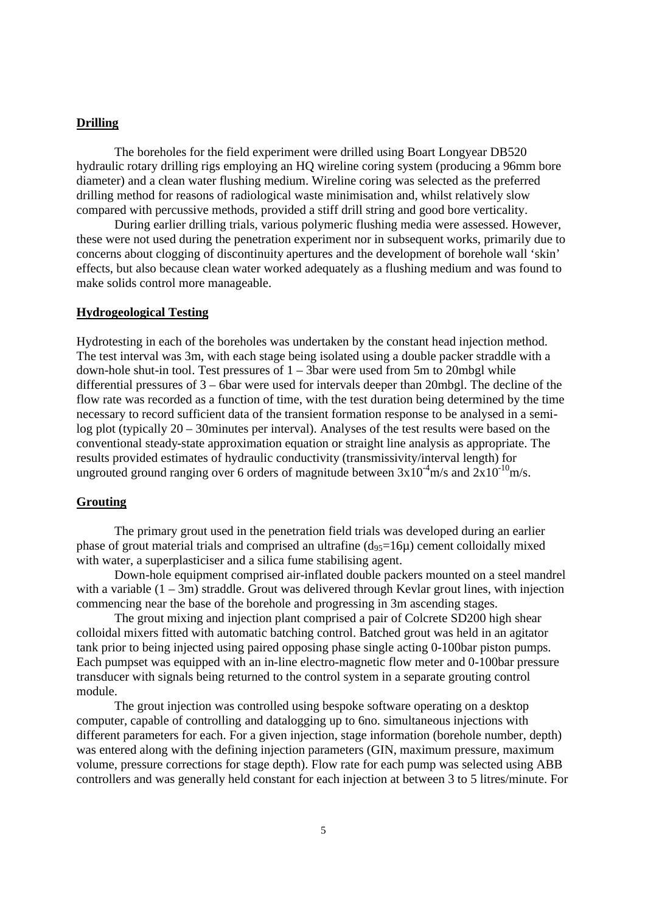**Drilling**

The boreholes for the field experiment were drilled using Boart Longyear DB520 hydraulic rotary drilling rigs employing an HQ wireline coring system (producing a 96mm bore diameter) and a clean water flushing medium. Wireline coring was selected as the preferred drilling method for reasons of radiological waste minimisation and, whilst relatively slow compared with percussive methods, provided a stiff drill string and good bore verticality.

During earlier drilling trials, various polymeric flushing media were assessed. However, these were not used during the penetration experiment nor in subsequent works, primarily due to concerns about clogging of discontinuity apertures and the development of borehole wall 'skin' effects, but also because clean water worked adequately as a flushing medium and was found to make solids control more manageable.

**Hydrogeological Testing**

Hydrotesting in each of the boreholes was undertaken by the constant head injection method. The test interval was 3m, with each stage being isolated using a double packer straddle with a down-hole shut-in tool. Test pressures of 1 – 3bar were used from 5m to 20mbgl while differential pressures of 3 – 6bar were used for intervals deeper than 20mbgl. The decline of the flow rate was recorded as a function of time, with the test duration being determined by the time necessary to record sufficient data of the transient formation response to be analysed in a semi-log plot (typically 20 – 30minutes per interval). Analyses of the test results were based on the conventional steady-state approximation equation or straight line analysis as appropriate. The results provided estimates of hydraulic conductivity (transmissivity/interval length) for ungrouted ground ranging over 6 orders of magnitude between $3 \times 10^{-4}$m/s and $2 \times 10^{-10}$m/s.

**Grouting**

The primary grout used in the penetration field trials was developed during an earlier phase of grout material trials and comprised an ultrafine ($d_{95}$=16µ) cement colloidally mixed with water, a superplasticiser and a silica fume stabilising agent.

Down-hole equipment comprised air-inflated double packers mounted on a steel mandrel with a variable (1 – 3m) straddle. Grout was delivered through Kevlar grout lines, with injection commencing near the base of the borehole and progressing in 3m ascending stages.

The grout mixing and injection plant comprised a pair of Colcrete SD200 high shear colloidal mixers fitted with automatic batching control. Batched grout was held in an agitator tank prior to being injected using paired opposing phase single acting 0-100bar piston pumps. Each pumpset was equipped with an in-line electro-magnetic flow meter and 0-100bar pressure transducer with signals being returned to the control system in a separate grouting control module.

The grout injection was controlled using bespoke software operating on a desktop computer, capable of controlling and datalogging up to 6no. simultaneous injections with different parameters for each. For a given injection, stage information (borehole number, depth) was entered along with the defining injection parameters (GIN, maximum pressure, maximum volume, pressure corrections for stage depth). Flow rate for each pump was selected using ABB controllers and was generally held constant for each injection at between 3 to 5 litres/minute. For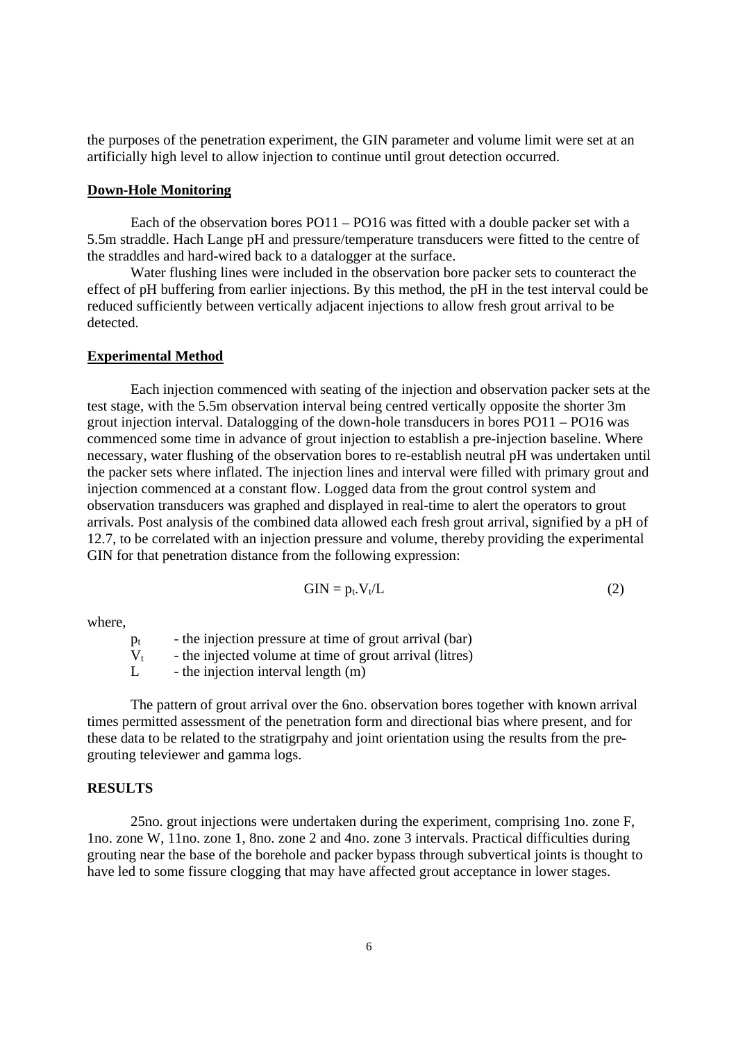the purposes of the penetration experiment, the GIN parameter and volume limit were set at an artificially high level to allow injection to continue until grout detection occurred.

**Down-Hole Monitoring**

Each of the observation bores PO11 – PO16 was fitted with a double packer set with a 5.5m straddle. Hach Lange pH and pressure/temperature transducers were fitted to the centre of the straddles and hard-wired back to a datalogger at the surface.

Water flushing lines were included in the observation bore packer sets to counteract the effect of pH buffering from earlier injections. By this method, the pH in the test interval could be reduced sufficiently between vertically adjacent injections to allow fresh grout arrival to be detected.

**Experimental Method**

Each injection commenced with seating of the injection and observation packer sets at the test stage, with the 5.5m observation interval being centred vertically opposite the shorter 3m grout injection interval. Datalogging of the down-hole transducers in bores PO11 – PO16 was commenced some time in advance of grout injection to establish a pre-injection baseline. Where necessary, water flushing of the observation bores to re-establish neutral pH was undertaken until the packer sets where inflated. The injection lines and interval were filled with primary grout and injection commenced at a constant flow. Logged data from the grout control system and observation transducers was graphed and displayed in real-time to alert the operators to grout arrivals. Post analysis of the combined data allowed each fresh grout arrival, signified by a pH of 12.7, to be correlated with an injection pressure and volume, thereby providing the experimental GIN for that penetration distance from the following expression:

$$GIN = p_t.V_t/L \qquad (2)$$

where,

$p_t$ - the injection pressure at time of grout arrival (bar)
$V_t$ - the injected volume at time of grout arrival (litres)
$L$ - the injection interval length (m)

The pattern of grout arrival over the 6no. observation bores together with known arrival times permitted assessment of the penetration form and directional bias where present, and for these data to be related to the stratigrpahy and joint orientation using the results from the pre-grouting televiewer and gamma logs.

## RESULTS

25no. grout injections were undertaken during the experiment, comprising 1no. zone F, 1no. zone W, 11no. zone 1, 8no. zone 2 and 4no. zone 3 intervals. Practical difficulties during grouting near the base of the borehole and packer bypass through subvertical joints is thought to have led to some fissure clogging that may have affected grout acceptance in lower stages.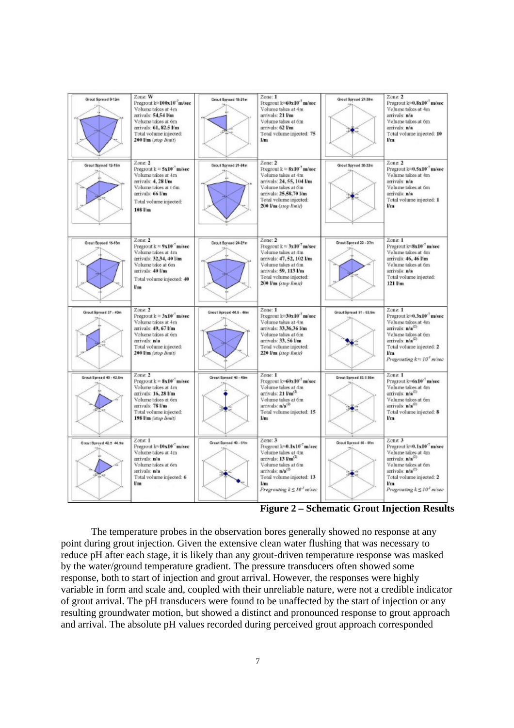| Grout Spread | Results | Grout Spread | Results | Grout Spread | Results |
|---|---|---|---|---|---|
| Grout Spread 9-12m | Zone: W<br>Pregrout $k \approx 100x10^{-7}$ m/sec<br>Volume takes at 4m arrivals: 54,54 l/m<br>Volume takes at 6m arrivals: 61, 82.5 l/m<br>Total volume injected: 200 l/m *(stop limit)* | Grout Spread 18-21m | Zone: 1<br>Pregrout $k \approx 60x10^{-7}$ m/sec<br>Volume takes at 4m arrivals: 21 l/m<br>Volume takes at 6m arrivals: 62 l/m<br>Total volume injected: 75 l/m | Grout Spread 27-30m | Zone: 2<br>Pregrout $k \approx 0.8x10^{-7}$ m/sec<br>Volume takes at 4m arrivals: n/a<br>Volume takes at 6m arrivals: n/a<br>Total volume injected: 10 l/m |
| Grout Spread 12-15m | Zone: 2<br>Pregrout $k \approx 5x10^{-7}$ m/sec<br>Volume takes at 4m arrivals: 4, 28 l/m<br>Volume takes at 6m arrivals: 66 l/m<br>Total volume injected: 108 l/m | Grout Spread 21-24m | Zone: 2<br>Pregrout $k \approx 8x10^{-7}$ m/sec<br>Volume takes at 4m arrivals: 24, 55, 104 l/m<br>Volume takes at 6m arrivals: 25,58,70 l/m<br>Total volume injected: 200 l/m *(stop limit)* | Grout Spread 30-33m | Zone: 2<br>Pregrout $k \approx 0.5x10^{-7}$ m/sec<br>Volume takes at 4m arrivals: n/a<br>Volume takes at 6m arrivals: n/a<br>Total volume injected: 1 l/m |
| Grout Spread 15-18m | Zone: 2<br>Pregrout $k \approx 9x10^{-7}$ m/sec<br>Volume takes at 4m arrivals: 32,34, 40 l/m<br>Volume take at 6m arrivals: 40 l/m<br>Total volume injected: 40 l/m | Grout Spread 24-27m | Zone: 2<br>Pregrout $k \approx 3x10^{-7}$ m/sec<br>Volume takes at 4m arrivals: 47, 52, 102 l/m<br>Volume takes at 6m arrivals: 59, 113 l/m<br>Total volume injected: 200 l/m *(stop limit)* | Grout Spread 33 - 37m | Zone: 1<br>Pregrout $k \approx 8x10^{-7}$ m/sec<br>Volume takes at 4m arrivals: 46, 46 l/m<br>Volume takes at 6m arrivals: n/a<br>Total volume injected: 121 l/m |
| Grout Spread 37 - 40m | Zone: 2<br>Pregrout $k \approx 3x10^{-7}$ m/sec<br>Volume takes at 4m arrivals: 49, 67 l/m<br>Volume takes at 6m arrivals: n/a<br>Total volume injected: 200 l/m *(stop limit)* | Grout Spread 44.5 - 46m | Zone: 1<br>Pregrout $k \approx 30x10^{-7}$ m/sec<br>Volume takes at 4m arrivals: 33,36,36 l/m<br>Volume takes at 6m arrivals: 33, 56 l/m<br>Total volume injected: 220 l/m *(stop limit)* | Grout Spread 51 - 53.5m | Zone: 1<br>Pregrout $k \approx 0.3x10^{-7}$ m/sec<br>Volume takes at 4m arrivals: n/a[2]<br>Volume takes at 6m arrivals: n/a[2]<br>Total volume injected: 2 l/m<br>*Pregrouting $k \approx 10^{-9}$ m/sec* |
| Grout Spread 40 - 42.5m | Zone: 2<br>Pregrout $k \approx 8x10^{-7}$ m/sec<br>Volume takes at 4m arrivals: 16, 28 l/m<br>Volume takes at 6m arrivals: 78 l/m<br>Total volume injected: 198 l/m *(stop limit)* | Grout Spread 46 - 49m | Zone: 1<br>Pregrout $k \approx 60x10^{-7}$ m/sec<br>Volume takes at 4m arrivals: 21 l/m[3]<br>Volume takes at 6m arrivals: n/a[3]<br>Total volume injected: 15 l/m | Grout Spread 53.5 56m | Zone: 1<br>Pregrout $k \approx 6x10^{-7}$ m/sec<br>Volume takes at 4m arrivals: n/a[1]<br>Volume takes at 6m arrivals: n/a[1]<br>Total volume injected: 8 l/m |
| Grout Spread 42.5 44.5m | Zone: 1<br>Pregrout $k \approx 10x10^{-7}$ m/sec<br>Volume takes at 4m arrivals: n/a<br>Volume takes at 6m arrivals: n/a<br>Total volume injected: 6 l/m | Grout Spread 49 - 51m | Zone: 3<br>Pregrout $k \approx 0.1x10^{-7}$ m/sec<br>Volume takes at 4m arrivals: 13 l/m[2]<br>Volume takes at 6m arrivals: n/a[2]<br>Total volume injected: 13 l/m<br>*Pregrouting $k \leq 10^{-9}$ m/sec* | Grout Spread 56 - 59m | Zone: 3<br>Pregrout $k \approx 0.1x10^{-7}$ m/sec<br>Volume takes at 4m arrivals: n/a[2]<br>Volume takes at 6m arrivals: n/a[2]<br>Total volume injected: 2 l/m<br>*Pregrouting $k \leq 10^{-9}$ m/sec* |

**Figure 2 – Schematic Grout Injection Results**

The temperature probes in the observation bores generally showed no response at any point during grout injection. Given the extensive clean water flushing that was necessary to reduce pH after each stage, it is likely than any grout-driven temperature response was masked by the water/ground temperature gradient. The pressure transducers often showed some response, both to start of injection and grout arrival. However, the responses were highly variable in form and scale and, coupled with their unreliable nature, were not a credible indicator of grout arrival. The pH transducers were found to be unaffected by the start of injection or any resulting groundwater motion, but showed a distinct and pronounced response to grout approach and arrival. The absolute pH values recorded during perceived grout approach corresponded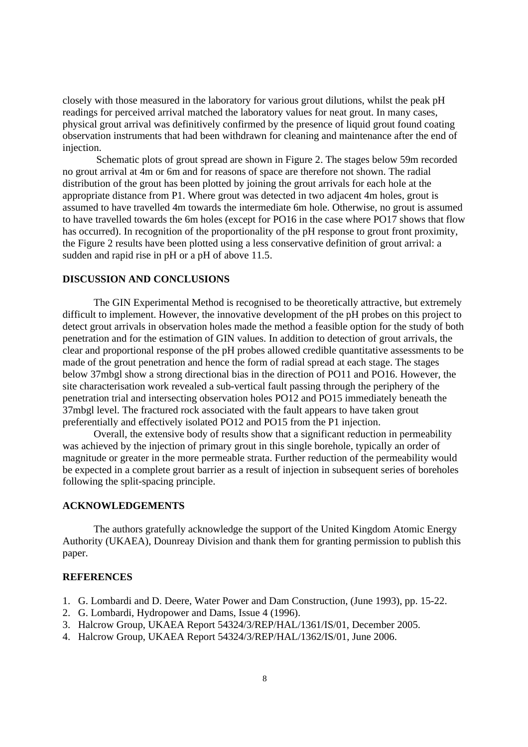closely with those measured in the laboratory for various grout dilutions, whilst the peak pH readings for perceived arrival matched the laboratory values for neat grout. In many cases, physical grout arrival was definitively confirmed by the presence of liquid grout found coating observation instruments that had been withdrawn for cleaning and maintenance after the end of injection.

Schematic plots of grout spread are shown in Figure 2. The stages below 59m recorded no grout arrival at 4m or 6m and for reasons of space are therefore not shown. The radial distribution of the grout has been plotted by joining the grout arrivals for each hole at the appropriate distance from P1. Where grout was detected in two adjacent 4m holes, grout is assumed to have travelled 4m towards the intermediate 6m hole. Otherwise, no grout is assumed to have travelled towards the 6m holes (except for PO16 in the case where PO17 shows that flow has occurred). In recognition of the proportionality of the pH response to grout front proximity, the Figure 2 results have been plotted using a less conservative definition of grout arrival: a sudden and rapid rise in pH or a pH of above 11.5.

## DISCUSSION AND CONCLUSIONS

The GIN Experimental Method is recognised to be theoretically attractive, but extremely difficult to implement. However, the innovative development of the pH probes on this project to detect grout arrivals in observation holes made the method a feasible option for the study of both penetration and for the estimation of GIN values. In addition to detection of grout arrivals, the clear and proportional response of the pH probes allowed credible quantitative assessments to be made of the grout penetration and hence the form of radial spread at each stage. The stages below 37mbgl show a strong directional bias in the direction of PO11 and PO16. However, the site characterisation work revealed a sub-vertical fault passing through the periphery of the penetration trial and intersecting observation holes PO12 and PO15 immediately beneath the 37mbgl level. The fractured rock associated with the fault appears to have taken grout preferentially and effectively isolated PO12 and PO15 from the P1 injection.

Overall, the extensive body of results show that a significant reduction in permeability was achieved by the injection of primary grout in this single borehole, typically an order of magnitude or greater in the more permeable strata. Further reduction of the permeability would be expected in a complete grout barrier as a result of injection in subsequent series of boreholes following the split-spacing principle.

## ACKNOWLEDGEMENTS

The authors gratefully acknowledge the support of the United Kingdom Atomic Energy Authority (UKAEA), Dounreay Division and thank them for granting permission to publish this paper.

## REFERENCES

1. G. Lombardi and D. Deere, Water Power and Dam Construction, (June 1993), pp. 15-22.
2. G. Lombardi, Hydropower and Dams, Issue 4 (1996).
3. Halcrow Group, UKAEA Report 54324/3/REP/HAL/1361/IS/01, December 2005.
4. Halcrow Group, UKAEA Report 54324/3/REP/HAL/1362/IS/01, June 2006.